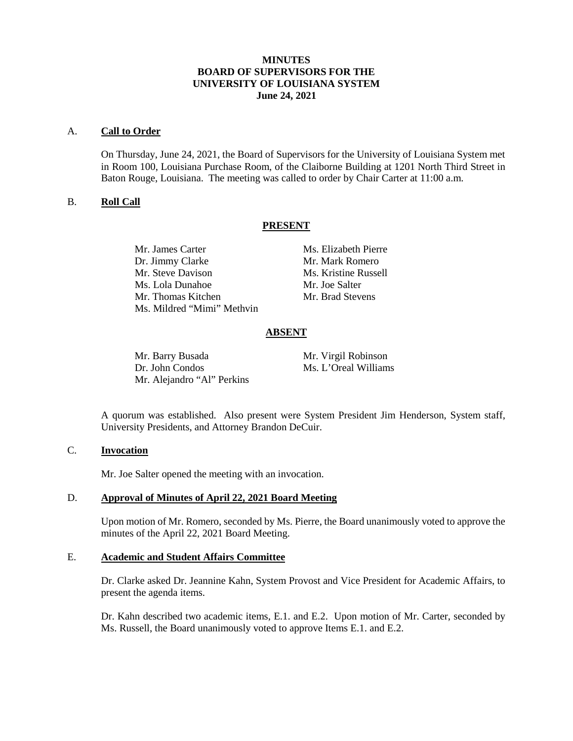**MINUTES**
**BOARD OF SUPERVISORS FOR THE**
**UNIVERSITY OF LOUISIANA SYSTEM**
**June 24, 2021**

A. **Call to Order**

On Thursday, June 24, 2021, the Board of Supervisors for the University of Louisiana System met in Room 100, Louisiana Purchase Room, of the Claiborne Building at 1201 North Third Street in Baton Rouge, Louisiana. The meeting was called to order by Chair Carter at 11:00 a.m.

B. **Roll Call**

**PRESENT**

Mr. James Carter
Dr. Jimmy Clarke
Mr. Steve Davison
Ms. Lola Dunahoe
Mr. Thomas Kitchen
Ms. Mildred "Mimi" Methvin
Ms. Elizabeth Pierre
Mr. Mark Romero
Ms. Kristine Russell
Mr. Joe Salter
Mr. Brad Stevens

**ABSENT**

Mr. Barry Busada
Dr. John Condos
Mr. Alejandro "Al" Perkins
Mr. Virgil Robinson
Ms. L'Oreal Williams

A quorum was established. Also present were System President Jim Henderson, System staff, University Presidents, and Attorney Brandon DeCuir.

C. **Invocation**

Mr. Joe Salter opened the meeting with an invocation.

D. **Approval of Minutes of April 22, 2021 Board Meeting**

Upon motion of Mr. Romero, seconded by Ms. Pierre, the Board unanimously voted to approve the minutes of the April 22, 2021 Board Meeting.

E. **Academic and Student Affairs Committee**

Dr. Clarke asked Dr. Jeannine Kahn, System Provost and Vice President for Academic Affairs, to present the agenda items.

Dr. Kahn described two academic items, E.1. and E.2. Upon motion of Mr. Carter, seconded by Ms. Russell, the Board unanimously voted to approve Items E.1. and E.2.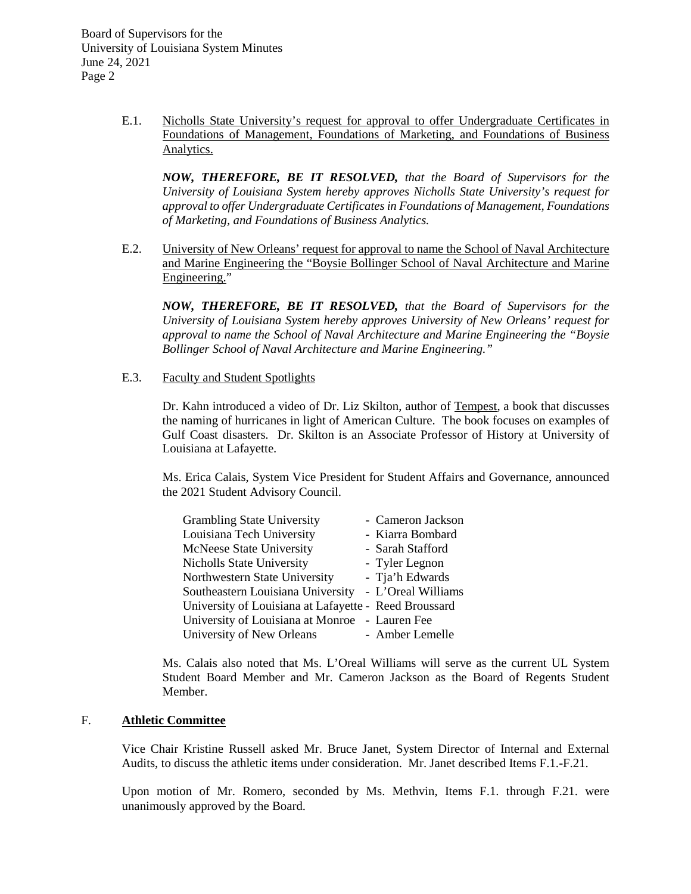E.1. Nicholls State University's request for approval to offer Undergraduate Certificates in Foundations of Management, Foundations of Marketing, and Foundations of Business Analytics.

***NOW, THEREFORE, BE IT RESOLVED,*** *that the Board of Supervisors for the University of Louisiana System hereby approves Nicholls State University's request for approval to offer Undergraduate Certificates in Foundations of Management, Foundations of Marketing, and Foundations of Business Analytics.*

E.2. University of New Orleans' request for approval to name the School of Naval Architecture and Marine Engineering the "Boysie Bollinger School of Naval Architecture and Marine Engineering."

***NOW, THEREFORE, BE IT RESOLVED,*** *that the Board of Supervisors for the University of Louisiana System hereby approves University of New Orleans' request for approval to name the School of Naval Architecture and Marine Engineering the "Boysie Bollinger School of Naval Architecture and Marine Engineering."*

E.3. Faculty and Student Spotlights

Dr. Kahn introduced a video of Dr. Liz Skilton, author of Tempest, a book that discusses the naming of hurricanes in light of American Culture. The book focuses on examples of Gulf Coast disasters. Dr. Skilton is an Associate Professor of History at University of Louisiana at Lafayette.

Ms. Erica Calais, System Vice President for Student Affairs and Governance, announced the 2021 Student Advisory Council.

| | |
|---|---|
| Grambling State University | - Cameron Jackson |
| Louisiana Tech University | - Kiarra Bombard |
| McNeese State University | - Sarah Stafford |
| Nicholls State University | - Tyler Legnon |
| Northwestern State University | - Tja'h Edwards |
| Southeastern Louisiana University | - L'Oreal Williams |
| University of Louisiana at Lafayette | - Reed Broussard |
| University of Louisiana at Monroe | - Lauren Fee |
| University of New Orleans | - Amber Lemelle |

Ms. Calais also noted that Ms. L'Oreal Williams will serve as the current UL System Student Board Member and Mr. Cameron Jackson as the Board of Regents Student Member.

## F. Athletic Committee

Vice Chair Kristine Russell asked Mr. Bruce Janet, System Director of Internal and External Audits, to discuss the athletic items under consideration. Mr. Janet described Items F.1.-F.21.

Upon motion of Mr. Romero, seconded by Ms. Methvin, Items F.1. through F.21. were unanimously approved by the Board.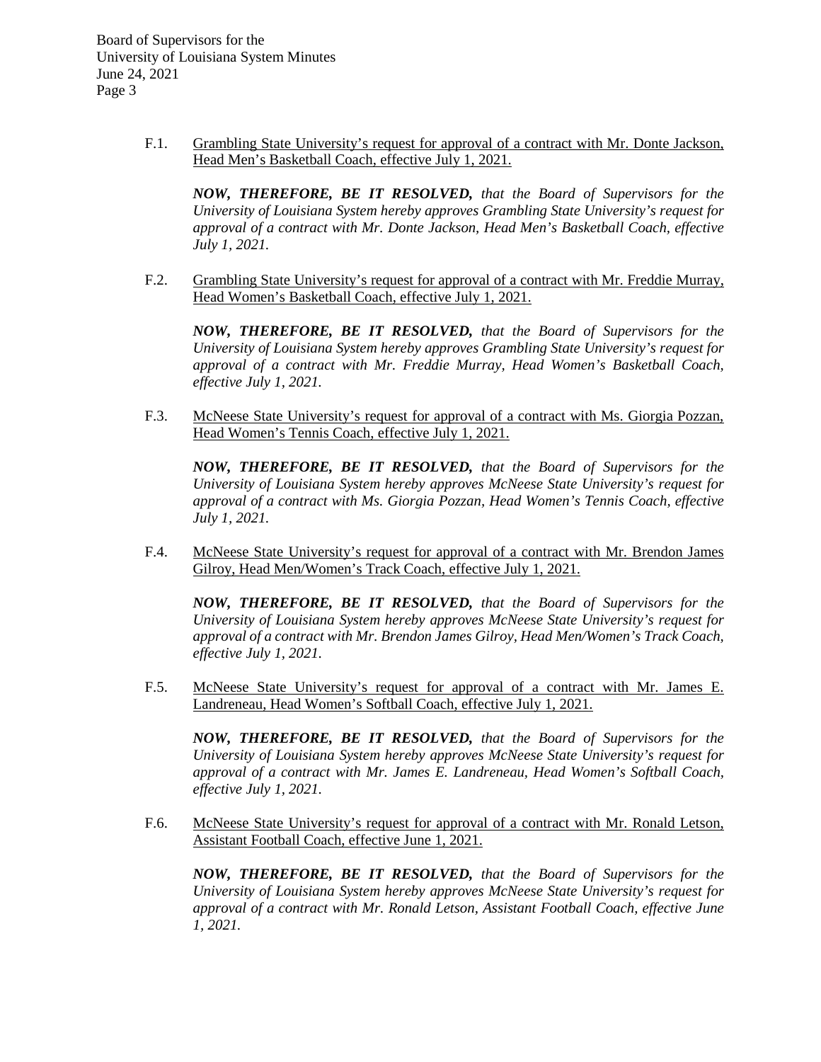F.1. <u>Grambling State University's request for approval of a contract with Mr. Donte Jackson, Head Men's Basketball Coach, effective July 1, 2021.</u>

***NOW, THEREFORE, BE IT RESOLVED,*** *that the Board of Supervisors for the University of Louisiana System hereby approves Grambling State University's request for approval of a contract with Mr. Donte Jackson, Head Men's Basketball Coach, effective July 1, 2021.*

F.2. <u>Grambling State University's request for approval of a contract with Mr. Freddie Murray, Head Women's Basketball Coach, effective July 1, 2021.</u>

***NOW, THEREFORE, BE IT RESOLVED,*** *that the Board of Supervisors for the University of Louisiana System hereby approves Grambling State University's request for approval of a contract with Mr. Freddie Murray, Head Women's Basketball Coach, effective July 1, 2021.*

F.3. <u>McNeese State University's request for approval of a contract with Ms. Giorgia Pozzan, Head Women's Tennis Coach, effective July 1, 2021.</u>

***NOW, THEREFORE, BE IT RESOLVED,*** *that the Board of Supervisors for the University of Louisiana System hereby approves McNeese State University's request for approval of a contract with Ms. Giorgia Pozzan, Head Women's Tennis Coach, effective July 1, 2021.*

F.4. <u>McNeese State University's request for approval of a contract with Mr. Brendon James Gilroy, Head Men/Women's Track Coach, effective July 1, 2021.</u>

***NOW, THEREFORE, BE IT RESOLVED,*** *that the Board of Supervisors for the University of Louisiana System hereby approves McNeese State University's request for approval of a contract with Mr. Brendon James Gilroy, Head Men/Women's Track Coach, effective July 1, 2021.*

F.5. <u>McNeese State University's request for approval of a contract with Mr. James E. Landreneau, Head Women's Softball Coach, effective July 1, 2021.</u>

***NOW, THEREFORE, BE IT RESOLVED,*** *that the Board of Supervisors for the University of Louisiana System hereby approves McNeese State University's request for approval of a contract with Mr. James E. Landreneau, Head Women's Softball Coach, effective July 1, 2021.*

F.6. <u>McNeese State University's request for approval of a contract with Mr. Ronald Letson, Assistant Football Coach, effective June 1, 2021.</u>

***NOW, THEREFORE, BE IT RESOLVED,*** *that the Board of Supervisors for the University of Louisiana System hereby approves McNeese State University's request for approval of a contract with Mr. Ronald Letson, Assistant Football Coach, effective June 1, 2021.*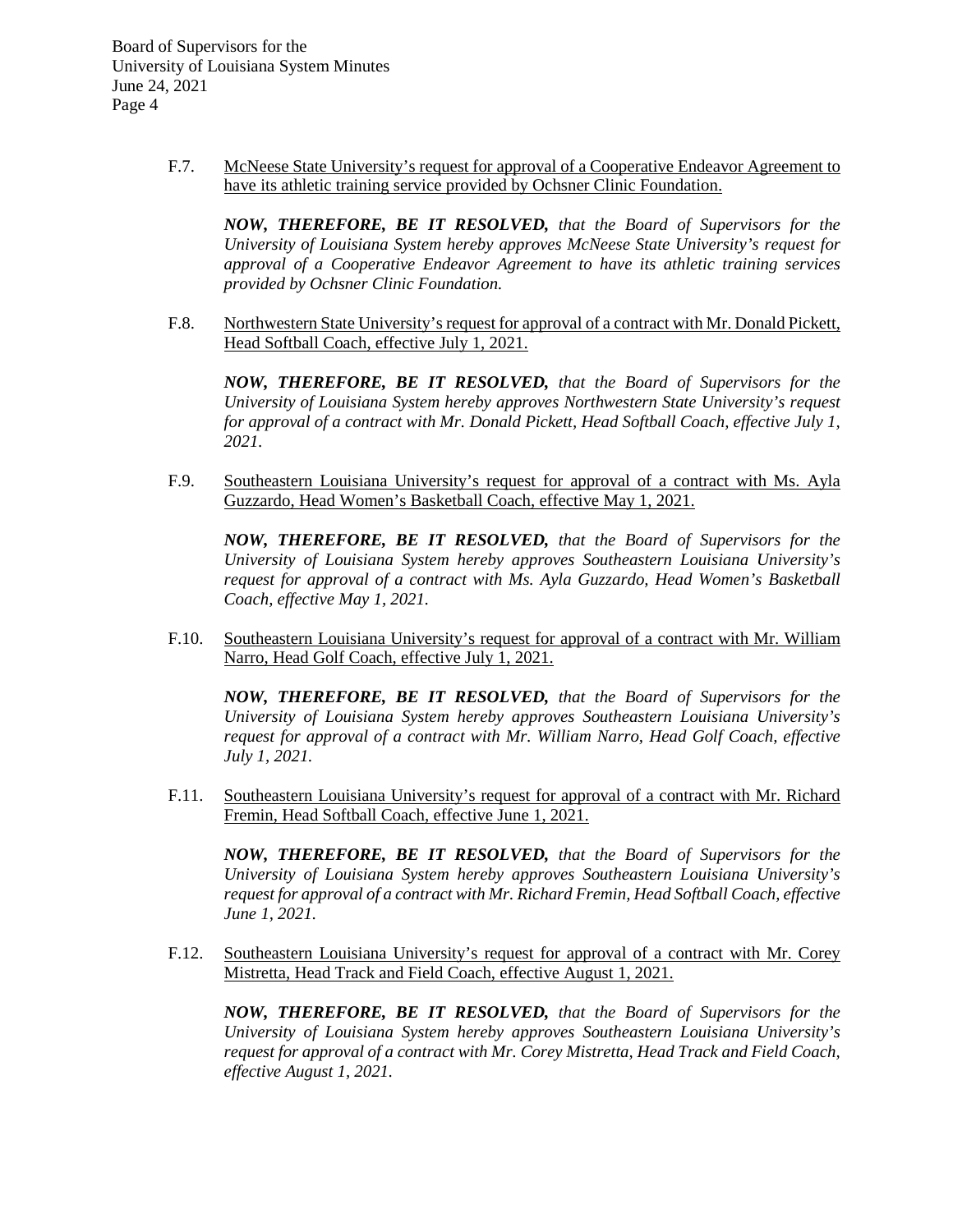F.7. McNeese State University's request for approval of a Cooperative Endeavor Agreement to have its athletic training service provided by Ochsner Clinic Foundation.

***NOW, THEREFORE, BE IT RESOLVED,*** *that the Board of Supervisors for the University of Louisiana System hereby approves McNeese State University's request for approval of a Cooperative Endeavor Agreement to have its athletic training services provided by Ochsner Clinic Foundation.*

F.8. Northwestern State University's request for approval of a contract with Mr. Donald Pickett, Head Softball Coach, effective July 1, 2021.

***NOW, THEREFORE, BE IT RESOLVED,*** *that the Board of Supervisors for the University of Louisiana System hereby approves Northwestern State University's request for approval of a contract with Mr. Donald Pickett, Head Softball Coach, effective July 1, 2021.*

F.9. Southeastern Louisiana University's request for approval of a contract with Ms. Ayla Guzzardo, Head Women's Basketball Coach, effective May 1, 2021.

***NOW, THEREFORE, BE IT RESOLVED,*** *that the Board of Supervisors for the University of Louisiana System hereby approves Southeastern Louisiana University's request for approval of a contract with Ms. Ayla Guzzardo, Head Women's Basketball Coach, effective May 1, 2021.*

F.10. Southeastern Louisiana University's request for approval of a contract with Mr. William Narro, Head Golf Coach, effective July 1, 2021.

***NOW, THEREFORE, BE IT RESOLVED,*** *that the Board of Supervisors for the University of Louisiana System hereby approves Southeastern Louisiana University's request for approval of a contract with Mr. William Narro, Head Golf Coach, effective July 1, 2021.*

F.11. Southeastern Louisiana University's request for approval of a contract with Mr. Richard Fremin, Head Softball Coach, effective June 1, 2021.

***NOW, THEREFORE, BE IT RESOLVED,*** *that the Board of Supervisors for the University of Louisiana System hereby approves Southeastern Louisiana University's request for approval of a contract with Mr. Richard Fremin, Head Softball Coach, effective June 1, 2021.*

F.12. Southeastern Louisiana University's request for approval of a contract with Mr. Corey Mistretta, Head Track and Field Coach, effective August 1, 2021.

***NOW, THEREFORE, BE IT RESOLVED,*** *that the Board of Supervisors for the University of Louisiana System hereby approves Southeastern Louisiana University's request for approval of a contract with Mr. Corey Mistretta, Head Track and Field Coach, effective August 1, 2021.*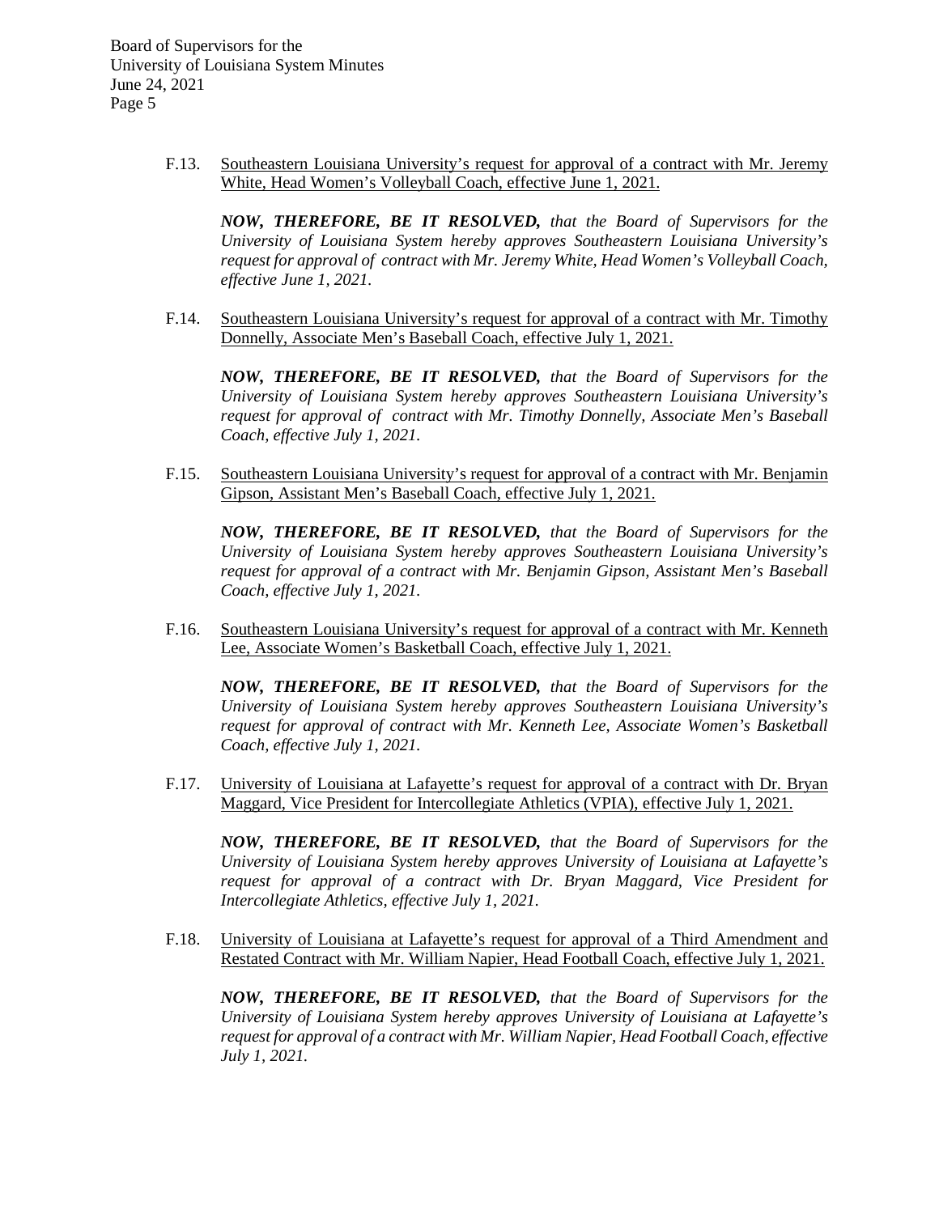F.13. <u>Southeastern Louisiana University's request for approval of a contract with Mr. Jeremy White, Head Women's Volleyball Coach, effective June 1, 2021.</u>

***NOW, THEREFORE, BE IT RESOLVED,*** *that the Board of Supervisors for the University of Louisiana System hereby approves Southeastern Louisiana University's request for approval of contract with Mr. Jeremy White, Head Women's Volleyball Coach, effective June 1, 2021.*

F.14. <u>Southeastern Louisiana University's request for approval of a contract with Mr. Timothy Donnelly, Associate Men's Baseball Coach, effective July 1, 2021.</u>

***NOW, THEREFORE, BE IT RESOLVED,*** *that the Board of Supervisors for the University of Louisiana System hereby approves Southeastern Louisiana University's request for approval of contract with Mr. Timothy Donnelly, Associate Men's Baseball Coach, effective July 1, 2021.*

F.15. <u>Southeastern Louisiana University's request for approval of a contract with Mr. Benjamin Gipson, Assistant Men's Baseball Coach, effective July 1, 2021.</u>

***NOW, THEREFORE, BE IT RESOLVED,*** *that the Board of Supervisors for the University of Louisiana System hereby approves Southeastern Louisiana University's request for approval of a contract with Mr. Benjamin Gipson, Assistant Men's Baseball Coach, effective July 1, 2021.*

F.16. <u>Southeastern Louisiana University's request for approval of a contract with Mr. Kenneth Lee, Associate Women's Basketball Coach, effective July 1, 2021.</u>

***NOW, THEREFORE, BE IT RESOLVED,*** *that the Board of Supervisors for the University of Louisiana System hereby approves Southeastern Louisiana University's request for approval of contract with Mr. Kenneth Lee, Associate Women's Basketball Coach, effective July 1, 2021.*

F.17. <u>University of Louisiana at Lafayette's request for approval of a contract with Dr. Bryan Maggard, Vice President for Intercollegiate Athletics (VPIA), effective July 1, 2021.</u>

***NOW, THEREFORE, BE IT RESOLVED,*** *that the Board of Supervisors for the University of Louisiana System hereby approves University of Louisiana at Lafayette's request for approval of a contract with Dr. Bryan Maggard, Vice President for Intercollegiate Athletics, effective July 1, 2021.*

F.18. <u>University of Louisiana at Lafayette's request for approval of a Third Amendment and Restated Contract with Mr. William Napier, Head Football Coach, effective July 1, 2021.</u>

***NOW, THEREFORE, BE IT RESOLVED,*** *that the Board of Supervisors for the University of Louisiana System hereby approves University of Louisiana at Lafayette's request for approval of a contract with Mr. William Napier, Head Football Coach, effective July 1, 2021.*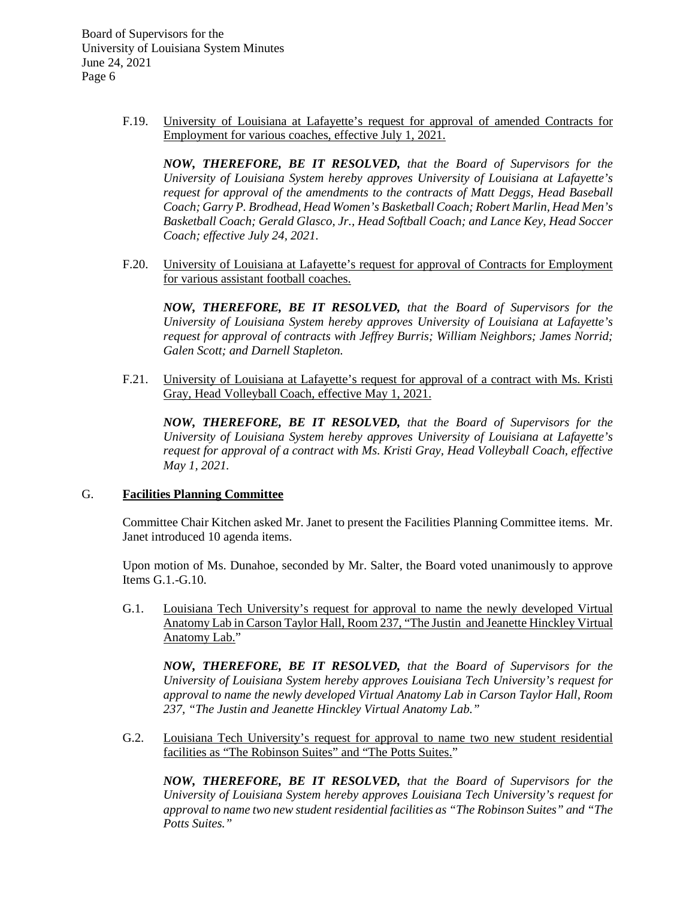F.19. University of Louisiana at Lafayette's request for approval of amended Contracts for Employment for various coaches, effective July 1, 2021.

***NOW, THEREFORE, BE IT RESOLVED,*** *that the Board of Supervisors for the University of Louisiana System hereby approves University of Louisiana at Lafayette's request for approval of the amendments to the contracts of Matt Deggs, Head Baseball Coach; Garry P. Brodhead, Head Women's Basketball Coach; Robert Marlin, Head Men's Basketball Coach; Gerald Glasco, Jr., Head Softball Coach; and Lance Key, Head Soccer Coach; effective July 24, 2021.*

F.20. University of Louisiana at Lafayette's request for approval of Contracts for Employment for various assistant football coaches.

***NOW, THEREFORE, BE IT RESOLVED,*** *that the Board of Supervisors for the University of Louisiana System hereby approves University of Louisiana at Lafayette's request for approval of contracts with Jeffrey Burris; William Neighbors; James Norrid; Galen Scott; and Darnell Stapleton.*

F.21. University of Louisiana at Lafayette's request for approval of a contract with Ms. Kristi Gray, Head Volleyball Coach, effective May 1, 2021.

***NOW, THEREFORE, BE IT RESOLVED,*** *that the Board of Supervisors for the University of Louisiana System hereby approves University of Louisiana at Lafayette's request for approval of a contract with Ms. Kristi Gray, Head Volleyball Coach, effective May 1, 2021.*

## G. Facilities Planning Committee

Committee Chair Kitchen asked Mr. Janet to present the Facilities Planning Committee items. Mr. Janet introduced 10 agenda items.

Upon motion of Ms. Dunahoe, seconded by Mr. Salter, the Board voted unanimously to approve Items G.1.-G.10.

G.1. Louisiana Tech University's request for approval to name the newly developed Virtual Anatomy Lab in Carson Taylor Hall, Room 237, "The Justin and Jeanette Hinckley Virtual Anatomy Lab."

***NOW, THEREFORE, BE IT RESOLVED,*** *that the Board of Supervisors for the University of Louisiana System hereby approves Louisiana Tech University's request for approval to name the newly developed Virtual Anatomy Lab in Carson Taylor Hall, Room 237, "The Justin and Jeanette Hinckley Virtual Anatomy Lab."*

G.2. Louisiana Tech University's request for approval to name two new student residential facilities as "The Robinson Suites" and "The Potts Suites."

***NOW, THEREFORE, BE IT RESOLVED,*** *that the Board of Supervisors for the University of Louisiana System hereby approves Louisiana Tech University's request for approval to name two new student residential facilities as "The Robinson Suites" and "The Potts Suites."*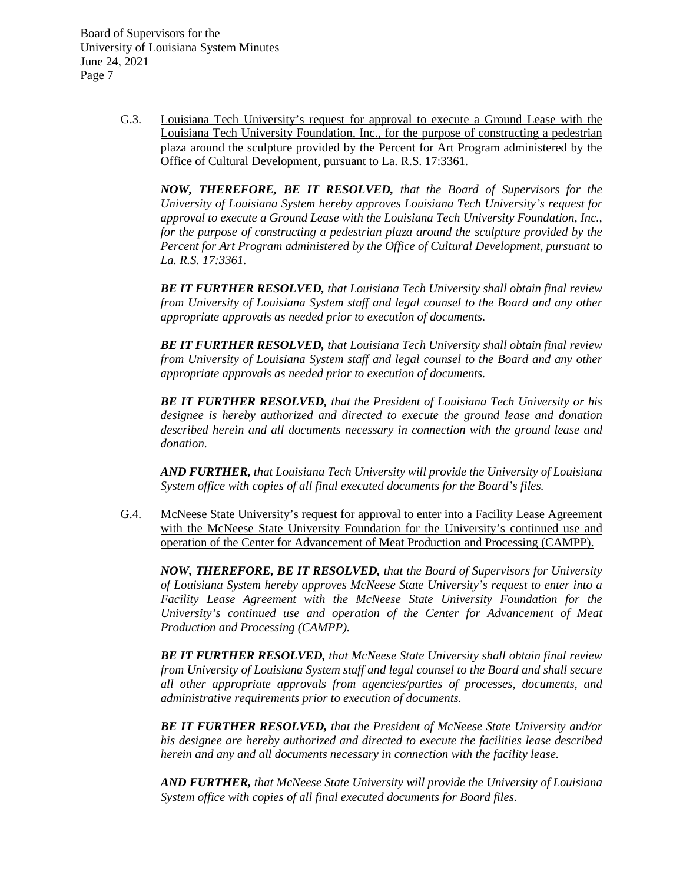G.3. Louisiana Tech University's request for approval to execute a Ground Lease with the Louisiana Tech University Foundation, Inc., for the purpose of constructing a pedestrian plaza around the sculpture provided by the Percent for Art Program administered by the Office of Cultural Development, pursuant to La. R.S. 17:3361.

***NOW, THEREFORE, BE IT RESOLVED,*** *that the Board of Supervisors for the University of Louisiana System hereby approves Louisiana Tech University's request for approval to execute a Ground Lease with the Louisiana Tech University Foundation, Inc., for the purpose of constructing a pedestrian plaza around the sculpture provided by the Percent for Art Program administered by the Office of Cultural Development, pursuant to La. R.S. 17:3361.*

***BE IT FURTHER RESOLVED,*** *that Louisiana Tech University shall obtain final review from University of Louisiana System staff and legal counsel to the Board and any other appropriate approvals as needed prior to execution of documents.*

***BE IT FURTHER RESOLVED,*** *that Louisiana Tech University shall obtain final review from University of Louisiana System staff and legal counsel to the Board and any other appropriate approvals as needed prior to execution of documents.*

***BE IT FURTHER RESOLVED,*** *that the President of Louisiana Tech University or his designee is hereby authorized and directed to execute the ground lease and donation described herein and all documents necessary in connection with the ground lease and donation.*

***AND FURTHER,*** *that Louisiana Tech University will provide the University of Louisiana System office with copies of all final executed documents for the Board's files.*

G.4. McNeese State University's request for approval to enter into a Facility Lease Agreement with the McNeese State University Foundation for the University's continued use and operation of the Center for Advancement of Meat Production and Processing (CAMPP).

***NOW, THEREFORE, BE IT RESOLVED,*** *that the Board of Supervisors for University of Louisiana System hereby approves McNeese State University's request to enter into a Facility Lease Agreement with the McNeese State University Foundation for the University's continued use and operation of the Center for Advancement of Meat Production and Processing (CAMPP).*

***BE IT FURTHER RESOLVED,*** *that McNeese State University shall obtain final review from University of Louisiana System staff and legal counsel to the Board and shall secure all other appropriate approvals from agencies/parties of processes, documents, and administrative requirements prior to execution of documents.*

***BE IT FURTHER RESOLVED,*** *that the President of McNeese State University and/or his designee are hereby authorized and directed to execute the facilities lease described herein and any and all documents necessary in connection with the facility lease.*

***AND FURTHER,*** *that McNeese State University will provide the University of Louisiana System office with copies of all final executed documents for Board files.*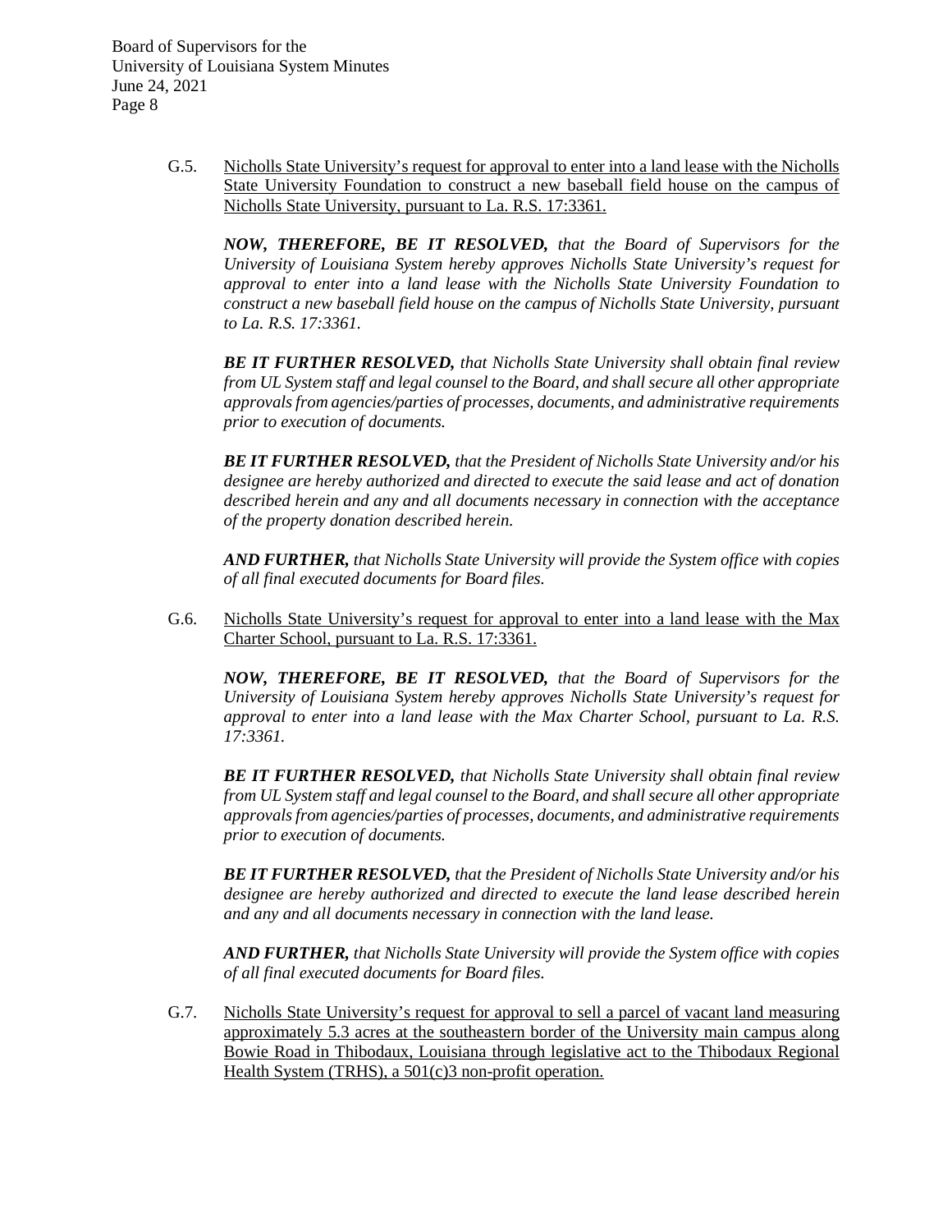G.5. Nicholls State University's request for approval to enter into a land lease with the Nicholls State University Foundation to construct a new baseball field house on the campus of Nicholls State University, pursuant to La. R.S. 17:3361.

***NOW, THEREFORE, BE IT RESOLVED,*** *that the Board of Supervisors for the University of Louisiana System hereby approves Nicholls State University's request for approval to enter into a land lease with the Nicholls State University Foundation to construct a new baseball field house on the campus of Nicholls State University, pursuant to La. R.S. 17:3361.*

***BE IT FURTHER RESOLVED,*** *that Nicholls State University shall obtain final review from UL System staff and legal counsel to the Board, and shall secure all other appropriate approvals from agencies/parties of processes, documents, and administrative requirements prior to execution of documents.*

***BE IT FURTHER RESOLVED,*** *that the President of Nicholls State University and/or his designee are hereby authorized and directed to execute the said lease and act of donation described herein and any and all documents necessary in connection with the acceptance of the property donation described herein.*

***AND FURTHER,*** *that Nicholls State University will provide the System office with copies of all final executed documents for Board files.*

G.6. Nicholls State University's request for approval to enter into a land lease with the Max Charter School, pursuant to La. R.S. 17:3361.

***NOW, THEREFORE, BE IT RESOLVED,*** *that the Board of Supervisors for the University of Louisiana System hereby approves Nicholls State University's request for approval to enter into a land lease with the Max Charter School, pursuant to La. R.S. 17:3361.*

***BE IT FURTHER RESOLVED,*** *that Nicholls State University shall obtain final review from UL System staff and legal counsel to the Board, and shall secure all other appropriate approvals from agencies/parties of processes, documents, and administrative requirements prior to execution of documents.*

***BE IT FURTHER RESOLVED,*** *that the President of Nicholls State University and/or his designee are hereby authorized and directed to execute the land lease described herein and any and all documents necessary in connection with the land lease.*

***AND FURTHER,*** *that Nicholls State University will provide the System office with copies of all final executed documents for Board files.*

G.7. Nicholls State University's request for approval to sell a parcel of vacant land measuring approximately 5.3 acres at the southeastern border of the University main campus along Bowie Road in Thibodaux, Louisiana through legislative act to the Thibodaux Regional Health System (TRHS), a 501(c)3 non-profit operation.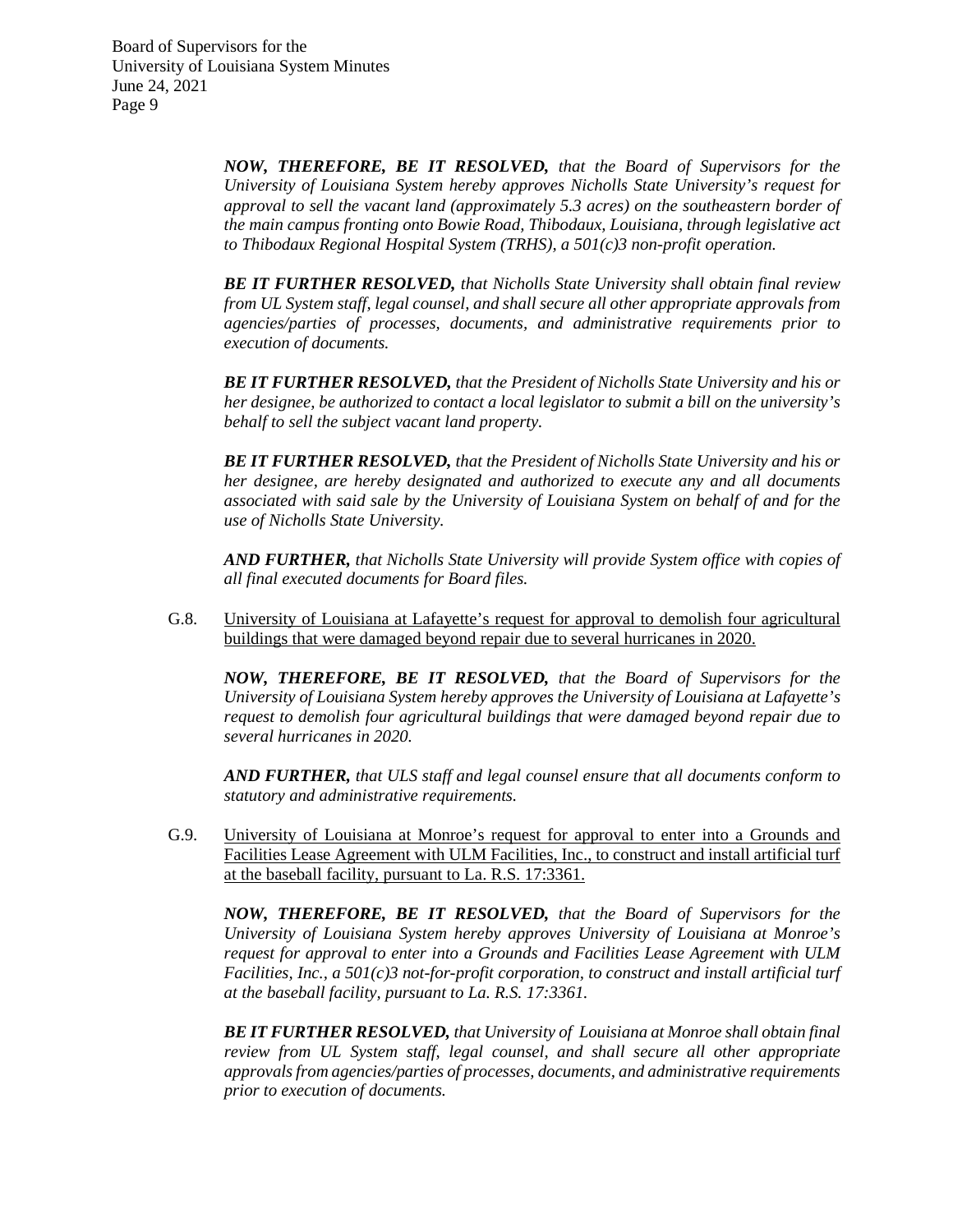***NOW, THEREFORE, BE IT RESOLVED,*** *that the Board of Supervisors for the University of Louisiana System hereby approves Nicholls State University's request for approval to sell the vacant land (approximately 5.3 acres) on the southeastern border of the main campus fronting onto Bowie Road, Thibodaux, Louisiana, through legislative act to Thibodaux Regional Hospital System (TRHS), a 501(c)3 non-profit operation.*

***BE IT FURTHER RESOLVED,*** *that Nicholls State University shall obtain final review from UL System staff, legal counsel, and shall secure all other appropriate approvals from agencies/parties of processes, documents, and administrative requirements prior to execution of documents.*

***BE IT FURTHER RESOLVED,*** *that the President of Nicholls State University and his or her designee, be authorized to contact a local legislator to submit a bill on the university's behalf to sell the subject vacant land property.*

***BE IT FURTHER RESOLVED,*** *that the President of Nicholls State University and his or her designee, are hereby designated and authorized to execute any and all documents associated with said sale by the University of Louisiana System on behalf of and for the use of Nicholls State University.*

***AND FURTHER,*** *that Nicholls State University will provide System office with copies of all final executed documents for Board files.*

G.8. <u>University of Louisiana at Lafayette's request for approval to demolish four agricultural buildings that were damaged beyond repair due to several hurricanes in 2020.</u>

***NOW, THEREFORE, BE IT RESOLVED,*** *that the Board of Supervisors for the University of Louisiana System hereby approves the University of Louisiana at Lafayette's request to demolish four agricultural buildings that were damaged beyond repair due to several hurricanes in 2020.*

***AND FURTHER,*** *that ULS staff and legal counsel ensure that all documents conform to statutory and administrative requirements.*

G.9. <u>University of Louisiana at Monroe's request for approval to enter into a Grounds and Facilities Lease Agreement with ULM Facilities, Inc., to construct and install artificial turf at the baseball facility, pursuant to La. R.S. 17:3361.</u>

***NOW, THEREFORE, BE IT RESOLVED,*** *that the Board of Supervisors for the University of Louisiana System hereby approves University of Louisiana at Monroe's request for approval to enter into a Grounds and Facilities Lease Agreement with ULM Facilities, Inc., a 501(c)3 not-for-profit corporation, to construct and install artificial turf at the baseball facility, pursuant to La. R.S. 17:3361.*

***BE IT FURTHER RESOLVED,*** *that University of Louisiana at Monroe shall obtain final review from UL System staff, legal counsel, and shall secure all other appropriate approvals from agencies/parties of processes, documents, and administrative requirements prior to execution of documents.*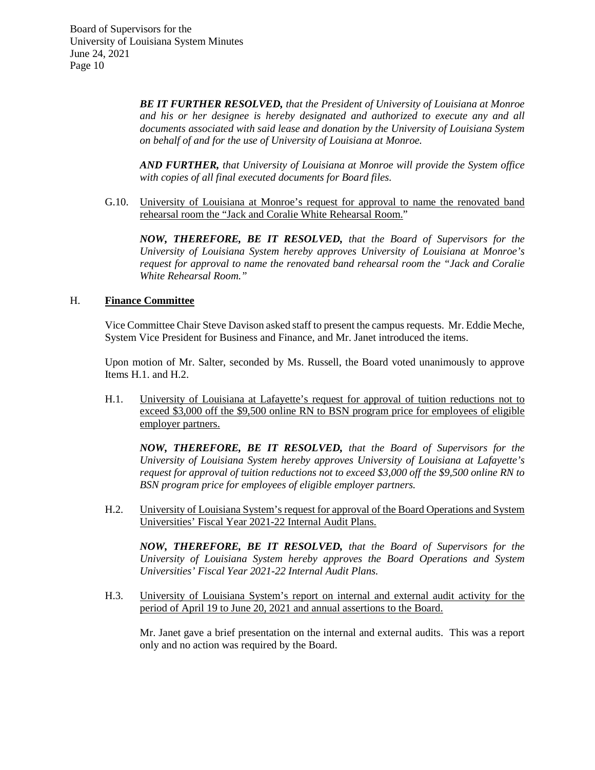***BE IT FURTHER RESOLVED,*** *that the President of University of Louisiana at Monroe and his or her designee is hereby designated and authorized to execute any and all documents associated with said lease and donation by the University of Louisiana System on behalf of and for the use of University of Louisiana at Monroe.*

***AND FURTHER,*** *that University of Louisiana at Monroe will provide the System office with copies of all final executed documents for Board files.*

G.10. University of Louisiana at Monroe's request for approval to name the renovated band rehearsal room the "Jack and Coralie White Rehearsal Room."

***NOW, THEREFORE, BE IT RESOLVED,*** *that the Board of Supervisors for the University of Louisiana System hereby approves University of Louisiana at Monroe's request for approval to name the renovated band rehearsal room the "Jack and Coralie White Rehearsal Room."*

## H. **Finance Committee**

Vice Committee Chair Steve Davison asked staff to present the campus requests. Mr. Eddie Meche, System Vice President for Business and Finance, and Mr. Janet introduced the items.

Upon motion of Mr. Salter, seconded by Ms. Russell, the Board voted unanimously to approve Items H.1. and H.2.

H.1. University of Louisiana at Lafayette's request for approval of tuition reductions not to exceed $3,000 off the $9,500 online RN to BSN program price for employees of eligible employer partners.

***NOW, THEREFORE, BE IT RESOLVED,*** *that the Board of Supervisors for the University of Louisiana System hereby approves University of Louisiana at Lafayette's request for approval of tuition reductions not to exceed $3,000 off the $9,500 online RN to BSN program price for employees of eligible employer partners.*

H.2. University of Louisiana System's request for approval of the Board Operations and System Universities' Fiscal Year 2021-22 Internal Audit Plans.

***NOW, THEREFORE, BE IT RESOLVED,*** *that the Board of Supervisors for the University of Louisiana System hereby approves the Board Operations and System Universities' Fiscal Year 2021-22 Internal Audit Plans.*

H.3. University of Louisiana System's report on internal and external audit activity for the period of April 19 to June 20, 2021 and annual assertions to the Board.

Mr. Janet gave a brief presentation on the internal and external audits. This was a report only and no action was required by the Board.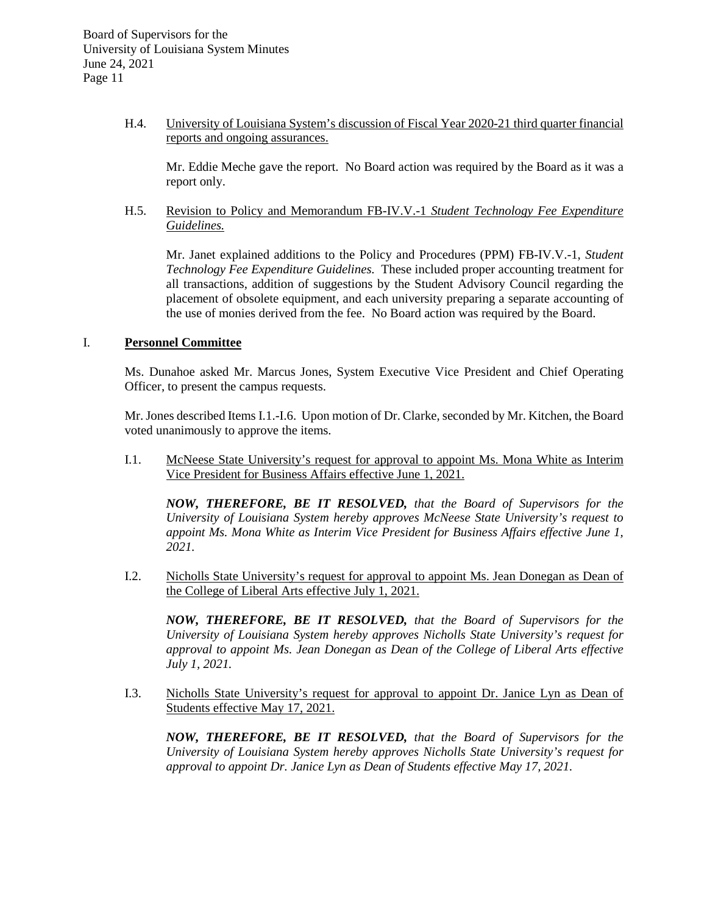H.4. University of Louisiana System's discussion of Fiscal Year 2020-21 third quarter financial reports and ongoing assurances.

Mr. Eddie Meche gave the report. No Board action was required by the Board as it was a report only.

H.5. Revision to Policy and Memorandum FB-IV.V.-1 *Student Technology Fee Expenditure Guidelines.*

Mr. Janet explained additions to the Policy and Procedures (PPM) FB-IV.V.-1, *Student Technology Fee Expenditure Guidelines.* These included proper accounting treatment for all transactions, addition of suggestions by the Student Advisory Council regarding the placement of obsolete equipment, and each university preparing a separate accounting of the use of monies derived from the fee. No Board action was required by the Board.

## I. Personnel Committee

Ms. Dunahoe asked Mr. Marcus Jones, System Executive Vice President and Chief Operating Officer, to present the campus requests.

Mr. Jones described Items I.1.-I.6. Upon motion of Dr. Clarke, seconded by Mr. Kitchen, the Board voted unanimously to approve the items.

I.1. McNeese State University's request for approval to appoint Ms. Mona White as Interim Vice President for Business Affairs effective June 1, 2021.

***NOW, THEREFORE, BE IT RESOLVED,*** *that the Board of Supervisors for the University of Louisiana System hereby approves McNeese State University's request to appoint Ms. Mona White as Interim Vice President for Business Affairs effective June 1, 2021.*

I.2. Nicholls State University's request for approval to appoint Ms. Jean Donegan as Dean of the College of Liberal Arts effective July 1, 2021.

***NOW, THEREFORE, BE IT RESOLVED,*** *that the Board of Supervisors for the University of Louisiana System hereby approves Nicholls State University's request for approval to appoint Ms. Jean Donegan as Dean of the College of Liberal Arts effective July 1, 2021.*

I.3. Nicholls State University's request for approval to appoint Dr. Janice Lyn as Dean of Students effective May 17, 2021.

***NOW, THEREFORE, BE IT RESOLVED,*** *that the Board of Supervisors for the University of Louisiana System hereby approves Nicholls State University's request for approval to appoint Dr. Janice Lyn as Dean of Students effective May 17, 2021.*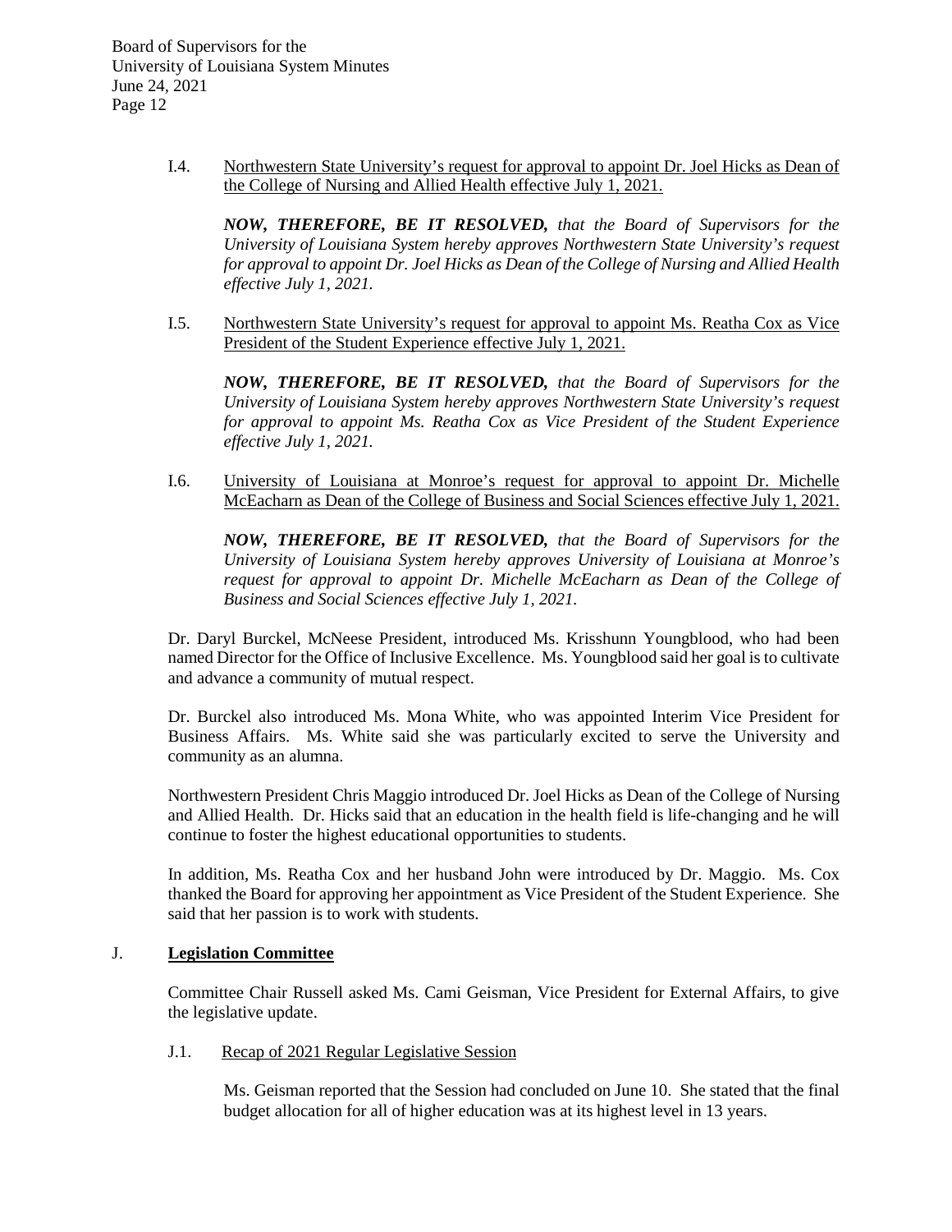I.4. Northwestern State University's request for approval to appoint Dr. Joel Hicks as Dean of the College of Nursing and Allied Health effective July 1, 2021.

***NOW, THEREFORE, BE IT RESOLVED,*** *that the Board of Supervisors for the University of Louisiana System hereby approves Northwestern State University's request for approval to appoint Dr. Joel Hicks as Dean of the College of Nursing and Allied Health effective July 1, 2021.*

I.5. Northwestern State University's request for approval to appoint Ms. Reatha Cox as Vice President of the Student Experience effective July 1, 2021.

***NOW, THEREFORE, BE IT RESOLVED,*** *that the Board of Supervisors for the University of Louisiana System hereby approves Northwestern State University's request for approval to appoint Ms. Reatha Cox as Vice President of the Student Experience effective July 1, 2021.*

I.6. University of Louisiana at Monroe's request for approval to appoint Dr. Michelle McEacharn as Dean of the College of Business and Social Sciences effective July 1, 2021.

***NOW, THEREFORE, BE IT RESOLVED,*** *that the Board of Supervisors for the University of Louisiana System hereby approves University of Louisiana at Monroe's request for approval to appoint Dr. Michelle McEacharn as Dean of the College of Business and Social Sciences effective July 1, 2021.*

Dr. Daryl Burckel, McNeese President, introduced Ms. Krisshunn Youngblood, who had been named Director for the Office of Inclusive Excellence. Ms. Youngblood said her goal is to cultivate and advance a community of mutual respect.

Dr. Burckel also introduced Ms. Mona White, who was appointed Interim Vice President for Business Affairs. Ms. White said she was particularly excited to serve the University and community as an alumna.

Northwestern President Chris Maggio introduced Dr. Joel Hicks as Dean of the College of Nursing and Allied Health. Dr. Hicks said that an education in the health field is life-changing and he will continue to foster the highest educational opportunities to students.

In addition, Ms. Reatha Cox and her husband John were introduced by Dr. Maggio. Ms. Cox thanked the Board for approving her appointment as Vice President of the Student Experience. She said that her passion is to work with students.

## J. **Legislation Committee**

Committee Chair Russell asked Ms. Cami Geisman, Vice President for External Affairs, to give the legislative update.

J.1. Recap of 2021 Regular Legislative Session

Ms. Geisman reported that the Session had concluded on June 10. She stated that the final budget allocation for all of higher education was at its highest level in 13 years.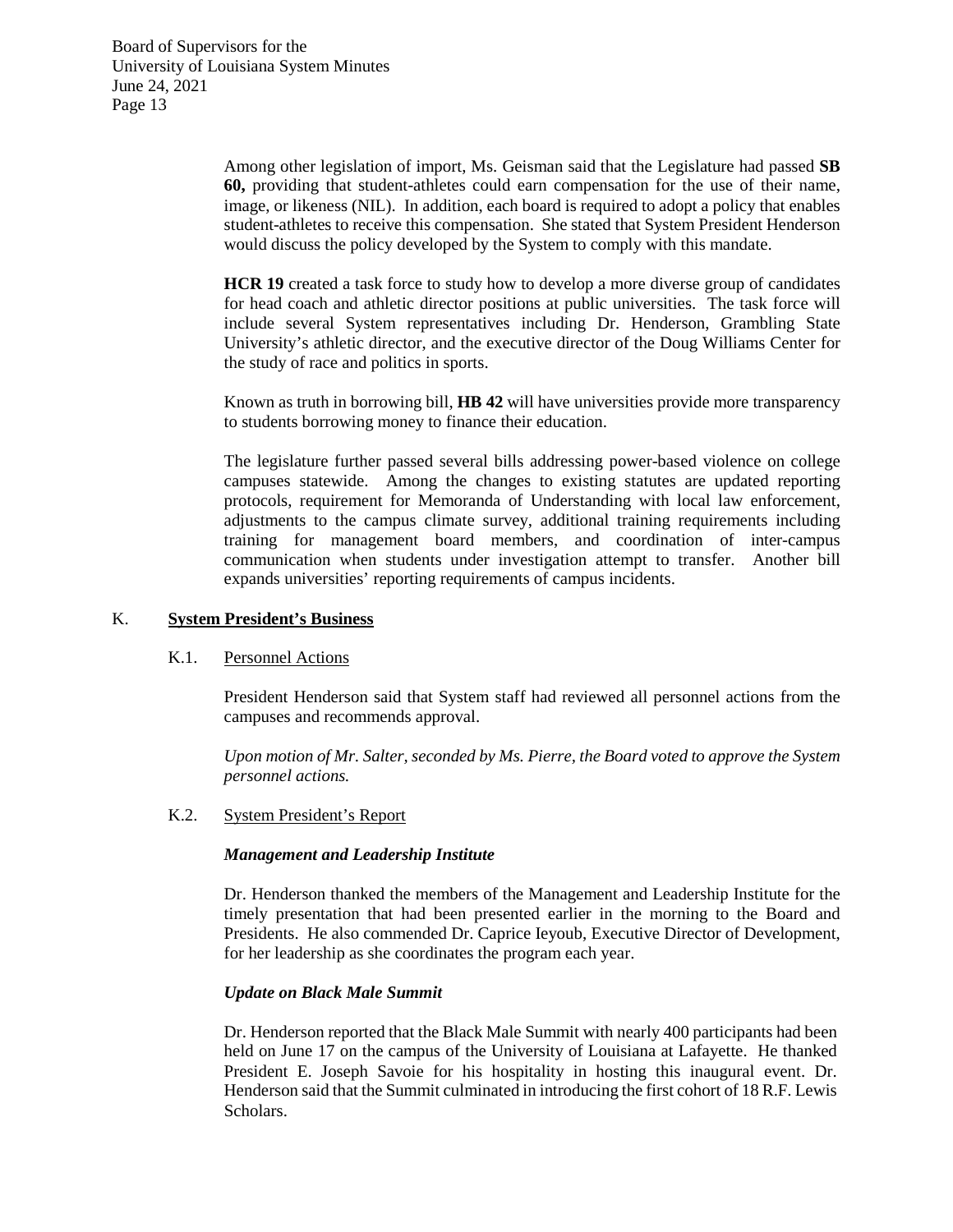Among other legislation of import, Ms. Geisman said that the Legislature had passed **SB 60,** providing that student-athletes could earn compensation for the use of their name, image, or likeness (NIL). In addition, each board is required to adopt a policy that enables student-athletes to receive this compensation. She stated that System President Henderson would discuss the policy developed by the System to comply with this mandate.

**HCR 19** created a task force to study how to develop a more diverse group of candidates for head coach and athletic director positions at public universities. The task force will include several System representatives including Dr. Henderson, Grambling State University's athletic director, and the executive director of the Doug Williams Center for the study of race and politics in sports.

Known as truth in borrowing bill, **HB 42** will have universities provide more transparency to students borrowing money to finance their education.

The legislature further passed several bills addressing power-based violence on college campuses statewide. Among the changes to existing statutes are updated reporting protocols, requirement for Memoranda of Understanding with local law enforcement, adjustments to the campus climate survey, additional training requirements including training for management board members, and coordination of inter-campus communication when students under investigation attempt to transfer. Another bill expands universities' reporting requirements of campus incidents.

## K. System President's Business

### K.1. Personnel Actions

President Henderson said that System staff had reviewed all personnel actions from the campuses and recommends approval.

*Upon motion of Mr. Salter, seconded by Ms. Pierre, the Board voted to approve the System personnel actions.*

### K.2. System President's Report

***Management and Leadership Institute***

Dr. Henderson thanked the members of the Management and Leadership Institute for the timely presentation that had been presented earlier in the morning to the Board and Presidents. He also commended Dr. Caprice Ieyoub, Executive Director of Development, for her leadership as she coordinates the program each year.

***Update on Black Male Summit***

Dr. Henderson reported that the Black Male Summit with nearly 400 participants had been held on June 17 on the campus of the University of Louisiana at Lafayette. He thanked President E. Joseph Savoie for his hospitality in hosting this inaugural event. Dr. Henderson said that the Summit culminated in introducing the first cohort of 18 R.F. Lewis Scholars.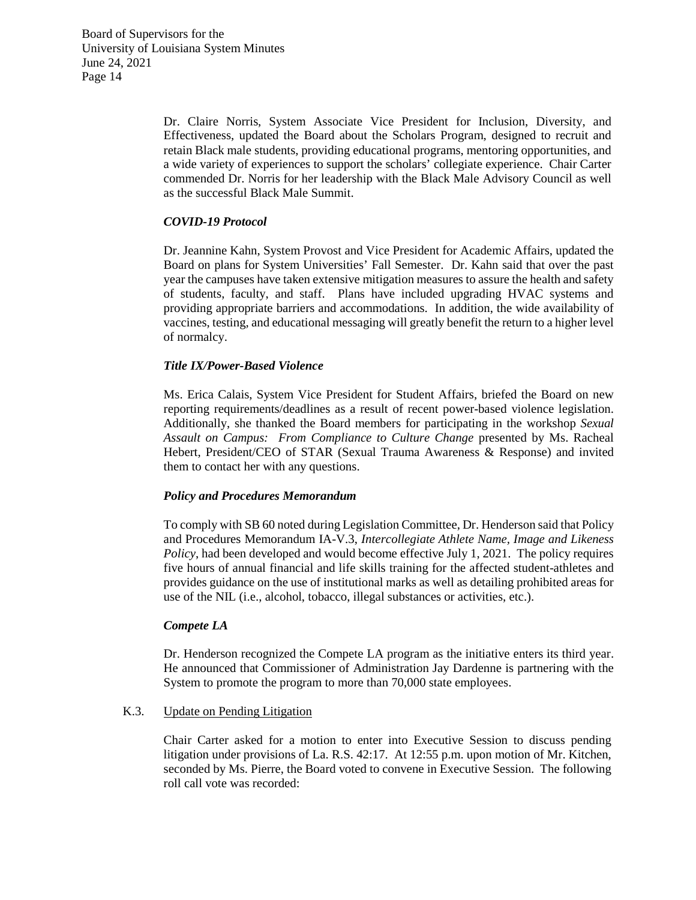Dr. Claire Norris, System Associate Vice President for Inclusion, Diversity, and Effectiveness, updated the Board about the Scholars Program, designed to recruit and retain Black male students, providing educational programs, mentoring opportunities, and a wide variety of experiences to support the scholars' collegiate experience. Chair Carter commended Dr. Norris for her leadership with the Black Male Advisory Council as well as the successful Black Male Summit.

***COVID-19 Protocol***

Dr. Jeannine Kahn, System Provost and Vice President for Academic Affairs, updated the Board on plans for System Universities' Fall Semester. Dr. Kahn said that over the past year the campuses have taken extensive mitigation measures to assure the health and safety of students, faculty, and staff. Plans have included upgrading HVAC systems and providing appropriate barriers and accommodations. In addition, the wide availability of vaccines, testing, and educational messaging will greatly benefit the return to a higher level of normalcy.

***Title IX/Power-Based Violence***

Ms. Erica Calais, System Vice President for Student Affairs, briefed the Board on new reporting requirements/deadlines as a result of recent power-based violence legislation. Additionally, she thanked the Board members for participating in the workshop *Sexual Assault on Campus: From Compliance to Culture Change* presented by Ms. Racheal Hebert, President/CEO of STAR (Sexual Trauma Awareness & Response) and invited them to contact her with any questions.

***Policy and Procedures Memorandum***

To comply with SB 60 noted during Legislation Committee, Dr. Henderson said that Policy and Procedures Memorandum IA-V.3, *Intercollegiate Athlete Name, Image and Likeness Policy*, had been developed and would become effective July 1, 2021. The policy requires five hours of annual financial and life skills training for the affected student-athletes and provides guidance on the use of institutional marks as well as detailing prohibited areas for use of the NIL (i.e., alcohol, tobacco, illegal substances or activities, etc.).

***Compete LA***

Dr. Henderson recognized the Compete LA program as the initiative enters its third year. He announced that Commissioner of Administration Jay Dardenne is partnering with the System to promote the program to more than 70,000 state employees.

K.3. Update on Pending Litigation

Chair Carter asked for a motion to enter into Executive Session to discuss pending litigation under provisions of La. R.S. 42:17. At 12:55 p.m. upon motion of Mr. Kitchen, seconded by Ms. Pierre, the Board voted to convene in Executive Session. The following roll call vote was recorded: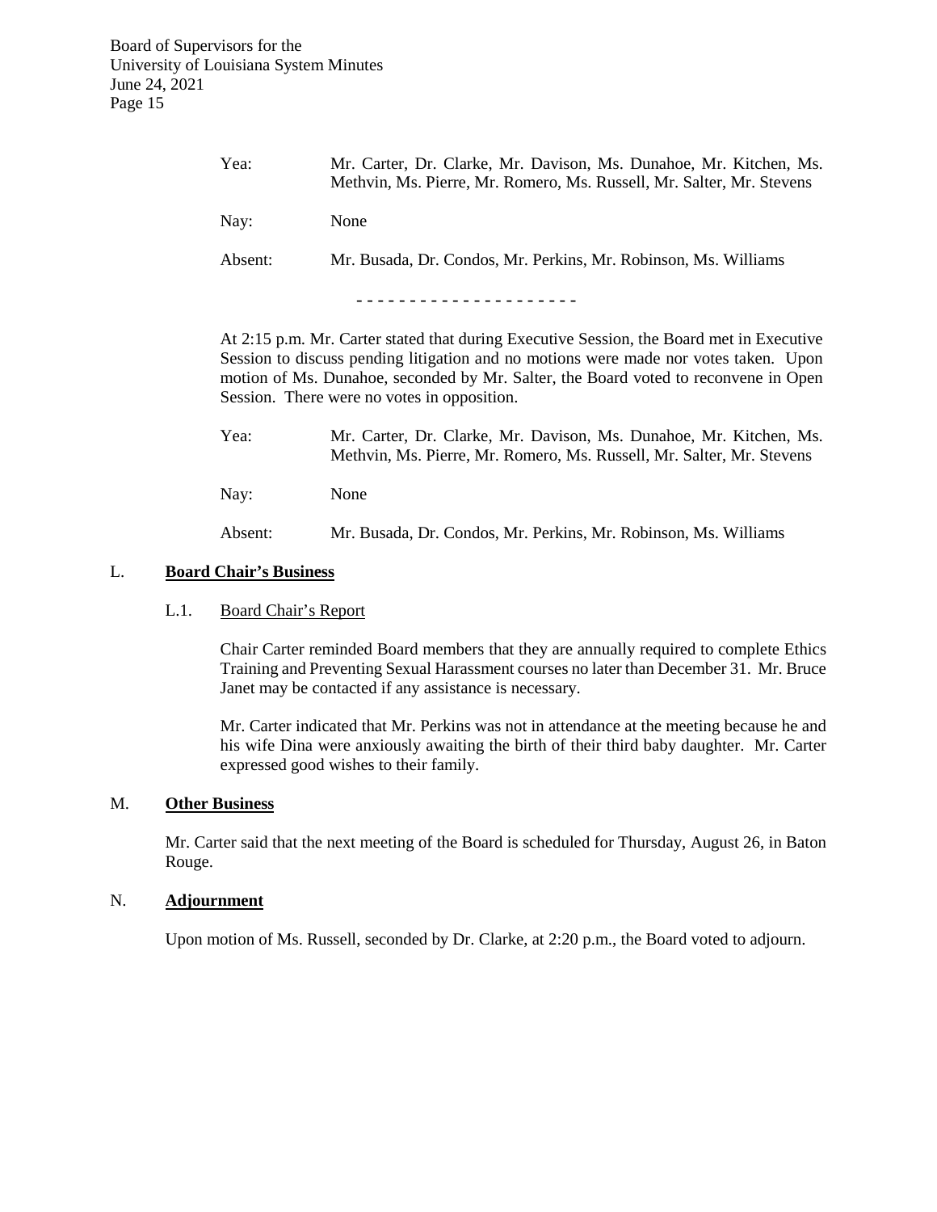Yea: Mr. Carter, Dr. Clarke, Mr. Davison, Ms. Dunahoe, Mr. Kitchen, Ms. Methvin, Ms. Pierre, Mr. Romero, Ms. Russell, Mr. Salter, Mr. Stevens

Nay: None

Absent: Mr. Busada, Dr. Condos, Mr. Perkins, Mr. Robinson, Ms. Williams

\- - - - - - - - - - - - - - - - - - - - -

At 2:15 p.m. Mr. Carter stated that during Executive Session, the Board met in Executive Session to discuss pending litigation and no motions were made nor votes taken. Upon motion of Ms. Dunahoe, seconded by Mr. Salter, the Board voted to reconvene in Open Session. There were no votes in opposition.

Yea: Mr. Carter, Dr. Clarke, Mr. Davison, Ms. Dunahoe, Mr. Kitchen, Ms. Methvin, Ms. Pierre, Mr. Romero, Ms. Russell, Mr. Salter, Mr. Stevens

Nay: None

Absent: Mr. Busada, Dr. Condos, Mr. Perkins, Mr. Robinson, Ms. Williams

## L. **Board Chair's Business**

### L.1. Board Chair's Report

Chair Carter reminded Board members that they are annually required to complete Ethics Training and Preventing Sexual Harassment courses no later than December 31. Mr. Bruce Janet may be contacted if any assistance is necessary.

Mr. Carter indicated that Mr. Perkins was not in attendance at the meeting because he and his wife Dina were anxiously awaiting the birth of their third baby daughter. Mr. Carter expressed good wishes to their family.

## M. **Other Business**

Mr. Carter said that the next meeting of the Board is scheduled for Thursday, August 26, in Baton Rouge.

## N. **Adjournment**

Upon motion of Ms. Russell, seconded by Dr. Clarke, at 2:20 p.m., the Board voted to adjourn.